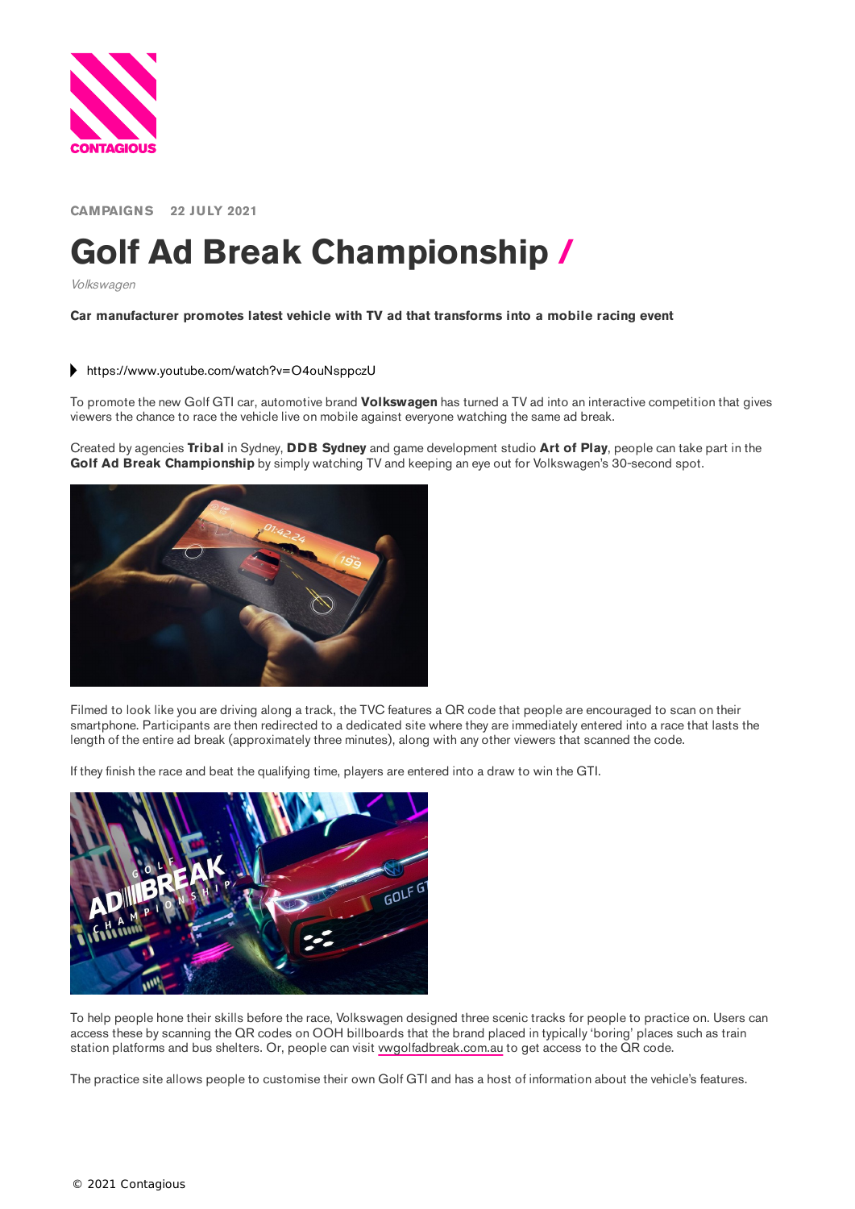CAMPAIGNS 22 JULY 2021

# Golf Ad Break Championship /

*Volkswagen*

**Car manufacturer promotes latest vehicle with TV ad that transforms into a mobile racing event**

https://www.youtube.com/watch?v=O4ouNsppczU

To promote the new Golf GTI car, automotive brand **Volkswagen** has turned a TV ad into an interactive competition that gives viewers the chance to race the vehicle live on mobile against everyone watching the same ad break.

Created by agencies **Tribal** in Sydney, **DDB Sydney** and game development studio **Art of Play**, people can take part in the **Golf Ad Break Championship** by simply watching TV and keeping an eye out for Volkswagen's 30-second spot.

Filmed to look like you are driving along a track, the TVC features a QR code that people are encouraged to scan on their smartphone. Participants are then redirected to a dedicated site where they are immediately entered into a race that lasts the length of the entire ad break (approximately three minutes), along with any other viewers that scanned the code.

If they finish the race and beat the qualifying time, players are entered into a draw to win the GTI.

To help people hone their skills before the race, Volkswagen designed three scenic tracks for people to practice on. Users can access these by scanning the QR codes on OOH billboards that the brand placed in typically 'boring' places such as train station platforms and bus shelters. Or, people can visit vwgolfadbreak.com.au to get access to the QR code.

The practice site allows people to customise their own Golf GTI and has a host of information about the vehicle's features.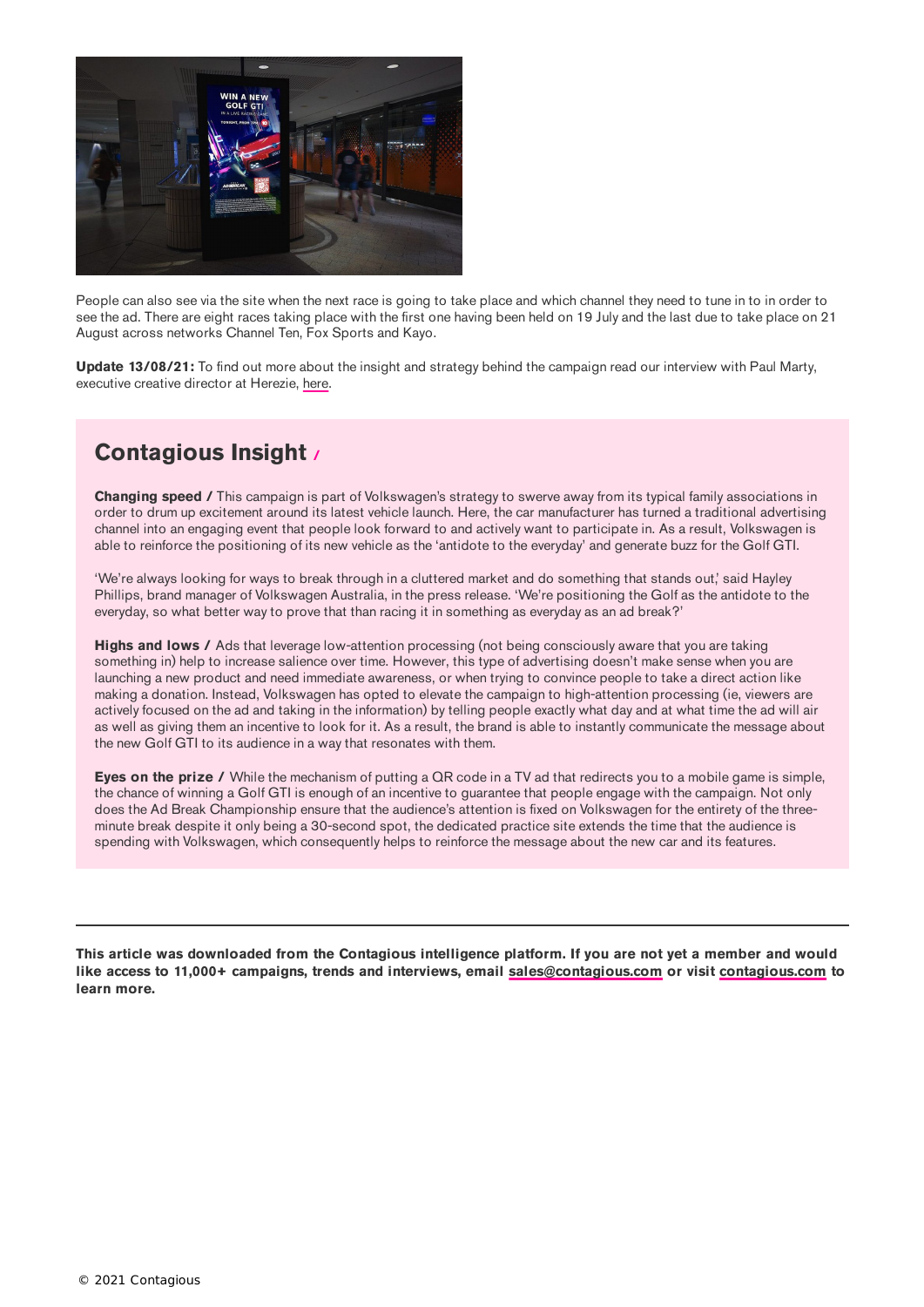People can also see via the site when the next race is going to take place and which channel they need to tune in to in order to see the ad. There are eight races taking place with the first one having been held on 19 July and the last due to take place on 21 August across networks Channel Ten, Fox Sports and Kayo.

**Update 13/08/21:** To find out more about the insight and strategy behind the campaign read our interview with Paul Marty, executive creative director at Herezie, here.

## Contagious Insight /

**Changing speed /** This campaign is part of Volkswagen's strategy to swerve away from its typical family associations in order to drum up excitement around its latest vehicle launch. Here, the car manufacturer has turned a traditional advertising channel into an engaging event that people look forward to and actively want to participate in. As a result, Volkswagen is able to reinforce the positioning of its new vehicle as the 'antidote to the everyday' and generate buzz for the Golf GTI.

'We're always looking for ways to break through in a cluttered market and do something that stands out,' said Hayley Phillips, brand manager of Volkswagen Australia, in the press release. 'We're positioning the Golf as the antidote to the everyday, so what better way to prove that than racing it in something as everyday as an ad break?'

**Highs and lows /** Ads that leverage low-attention processing (not being consciously aware that you are taking something in) help to increase salience over time. However, this type of advertising doesn't make sense when you are launching a new product and need immediate awareness, or when trying to convince people to take a direct action like making a donation. Instead, Volkswagen has opted to elevate the campaign to high-attention processing (ie, viewers are actively focused on the ad and taking in the information) by telling people exactly what day and at what time the ad will air as well as giving them an incentive to look for it. As a result, the brand is able to instantly communicate the message about the new Golf GTI to its audience in a way that resonates with them.

**Eyes on the prize /** While the mechanism of putting a QR code in a TV ad that redirects you to a mobile game is simple, the chance of winning a Golf GTI is enough of an incentive to guarantee that people engage with the campaign. Not only does the Ad Break Championship ensure that the audience's attention is fixed on Volkswagen for the entirety of the three-minute break despite it only being a 30-second spot, the dedicated practice site extends the time that the audience is spending with Volkswagen, which consequently helps to reinforce the message about the new car and its features.

---

**This article was downloaded from the Contagious intelligence platform. If you are not yet a member and would like access to 11,000+ campaigns, trends and interviews, email sales@contagious.com or visit contagious.com to learn more.**

© 2021 Contagious